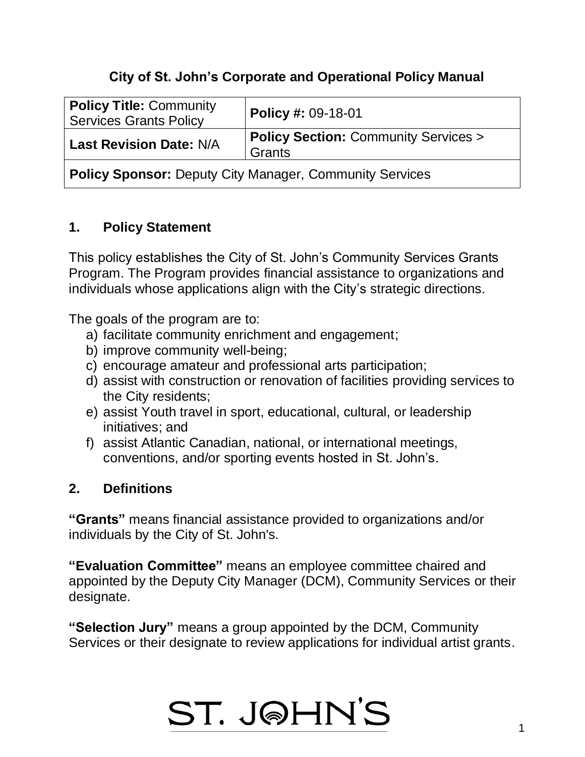# City of St. John's Corporate and Operational Policy Manual

| **Policy Title:** Community Services Grants Policy | **Policy #:** 09-18-01 |
|---|---|
| **Last Revision Date:** N/A | **Policy Section:** Community Services > Grants |
| **Policy Sponsor:** Deputy City Manager, Community Services | |

## 1. Policy Statement

This policy establishes the City of St. John's Community Services Grants Program. The Program provides financial assistance to organizations and individuals whose applications align with the City's strategic directions.

The goals of the program are to:

a) facilitate community enrichment and engagement;
b) improve community well-being;
c) encourage amateur and professional arts participation;
d) assist with construction or renovation of facilities providing services to the City residents;
e) assist Youth travel in sport, educational, cultural, or leadership initiatives; and
f) assist Atlantic Canadian, national, or international meetings, conventions, and/or sporting events hosted in St. John's.

## 2. Definitions

**"Grants"** means financial assistance provided to organizations and/or individuals by the City of St. John's.

**"Evaluation Committee"** means an employee committee chaired and appointed by the Deputy City Manager (DCM), Community Services or their designate.

**"Selection Jury"** means a group appointed by the DCM, Community Services or their designate to review applications for individual artist grants.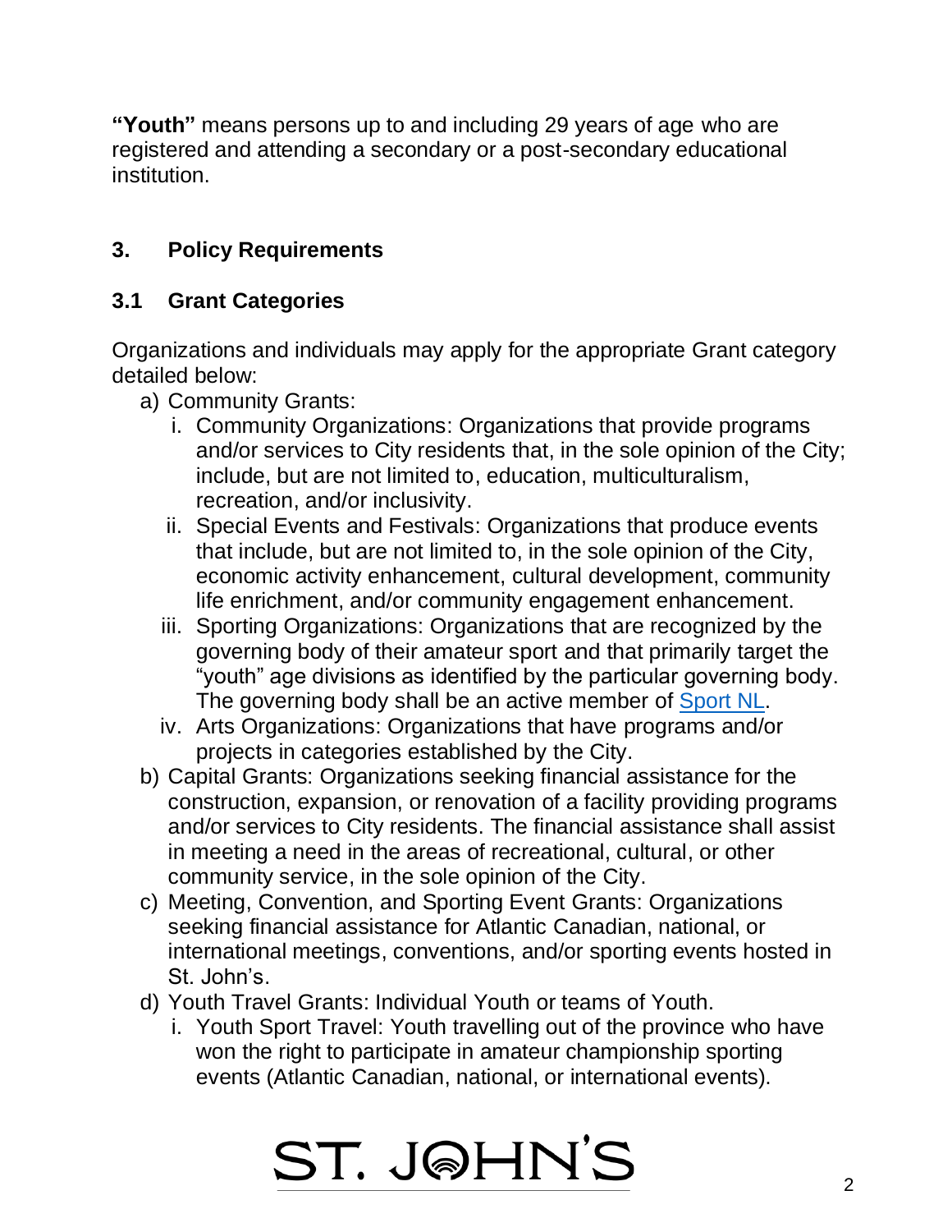**"Youth"** means persons up to and including 29 years of age who are registered and attending a secondary or a post-secondary educational institution.

## 3. Policy Requirements

### 3.1 Grant Categories

Organizations and individuals may apply for the appropriate Grant category detailed below:

a) Community Grants:
   i. Community Organizations: Organizations that provide programs and/or services to City residents that, in the sole opinion of the City; include, but are not limited to, education, multiculturalism, recreation, and/or inclusivity.
   ii. Special Events and Festivals: Organizations that produce events that include, but are not limited to, in the sole opinion of the City, economic activity enhancement, cultural development, community life enrichment, and/or community engagement enhancement.
   iii. Sporting Organizations: Organizations that are recognized by the governing body of their amateur sport and that primarily target the "youth" age divisions as identified by the particular governing body. The governing body shall be an active member of Sport NL.
   iv. Arts Organizations: Organizations that have programs and/or projects in categories established by the City.

b) Capital Grants: Organizations seeking financial assistance for the construction, expansion, or renovation of a facility providing programs and/or services to City residents. The financial assistance shall assist in meeting a need in the areas of recreational, cultural, or other community service, in the sole opinion of the City.

c) Meeting, Convention, and Sporting Event Grants: Organizations seeking financial assistance for Atlantic Canadian, national, or international meetings, conventions, and/or sporting events hosted in St. John's.

d) Youth Travel Grants: Individual Youth or teams of Youth.
   i. Youth Sport Travel: Youth travelling out of the province who have won the right to participate in amateur championship sporting events (Atlantic Canadian, national, or international events).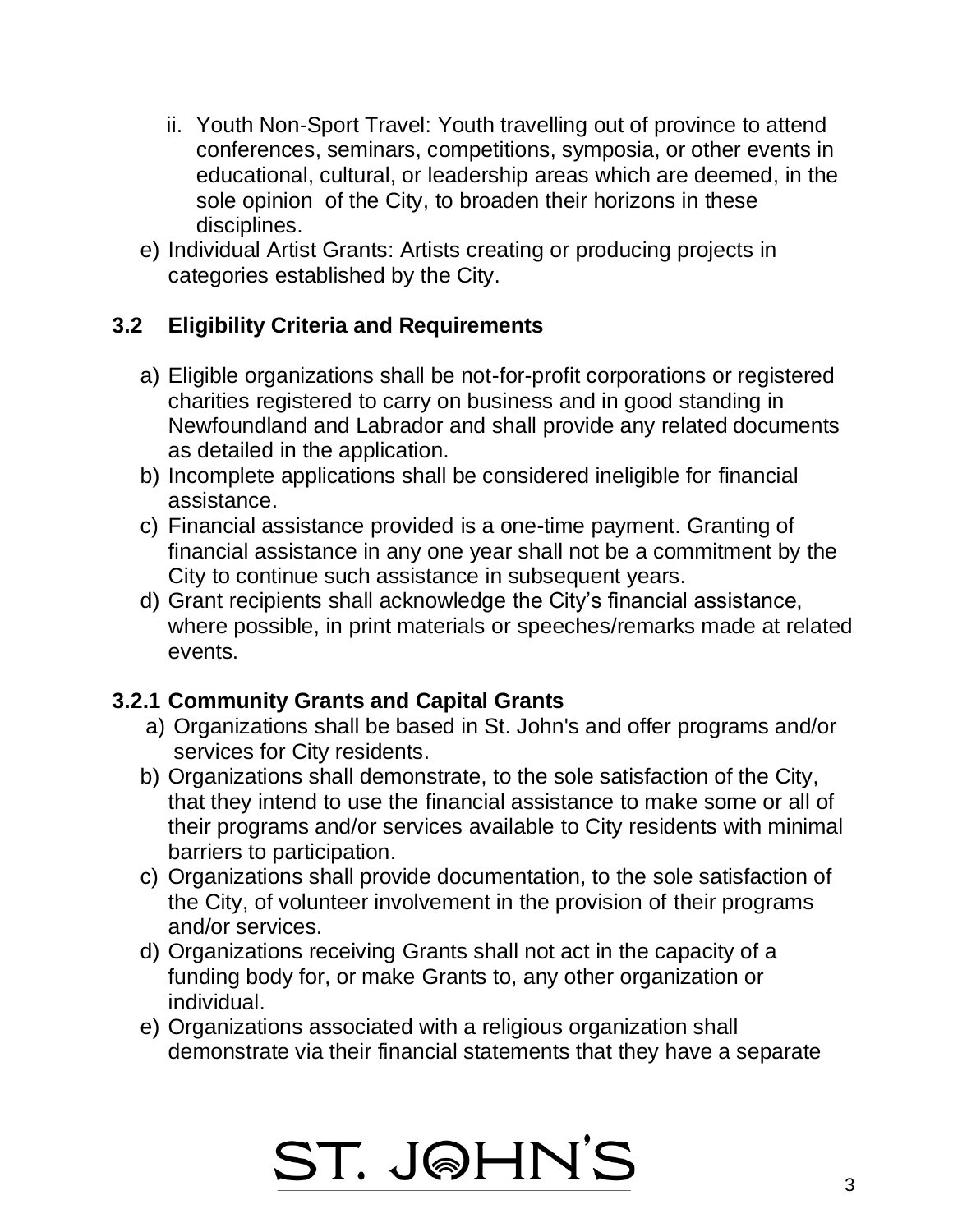ii. Youth Non-Sport Travel: Youth travelling out of province to attend conferences, seminars, competitions, symposia, or other events in educational, cultural, or leadership areas which are deemed, in the sole opinion of the City, to broaden their horizons in these disciplines.

e) Individual Artist Grants: Artists creating or producing projects in categories established by the City.

## 3.2 Eligibility Criteria and Requirements

a) Eligible organizations shall be not-for-profit corporations or registered charities registered to carry on business and in good standing in Newfoundland and Labrador and shall provide any related documents as detailed in the application.

b) Incomplete applications shall be considered ineligible for financial assistance.

c) Financial assistance provided is a one-time payment. Granting of financial assistance in any one year shall not be a commitment by the City to continue such assistance in subsequent years.

d) Grant recipients shall acknowledge the City's financial assistance, where possible, in print materials or speeches/remarks made at related events.

### 3.2.1 Community Grants and Capital Grants

a) Organizations shall be based in St. John's and offer programs and/or services for City residents.

b) Organizations shall demonstrate, to the sole satisfaction of the City, that they intend to use the financial assistance to make some or all of their programs and/or services available to City residents with minimal barriers to participation.

c) Organizations shall provide documentation, to the sole satisfaction of the City, of volunteer involvement in the provision of their programs and/or services.

d) Organizations receiving Grants shall not act in the capacity of a funding body for, or make Grants to, any other organization or individual.

e) Organizations associated with a religious organization shall demonstrate via their financial statements that they have a separate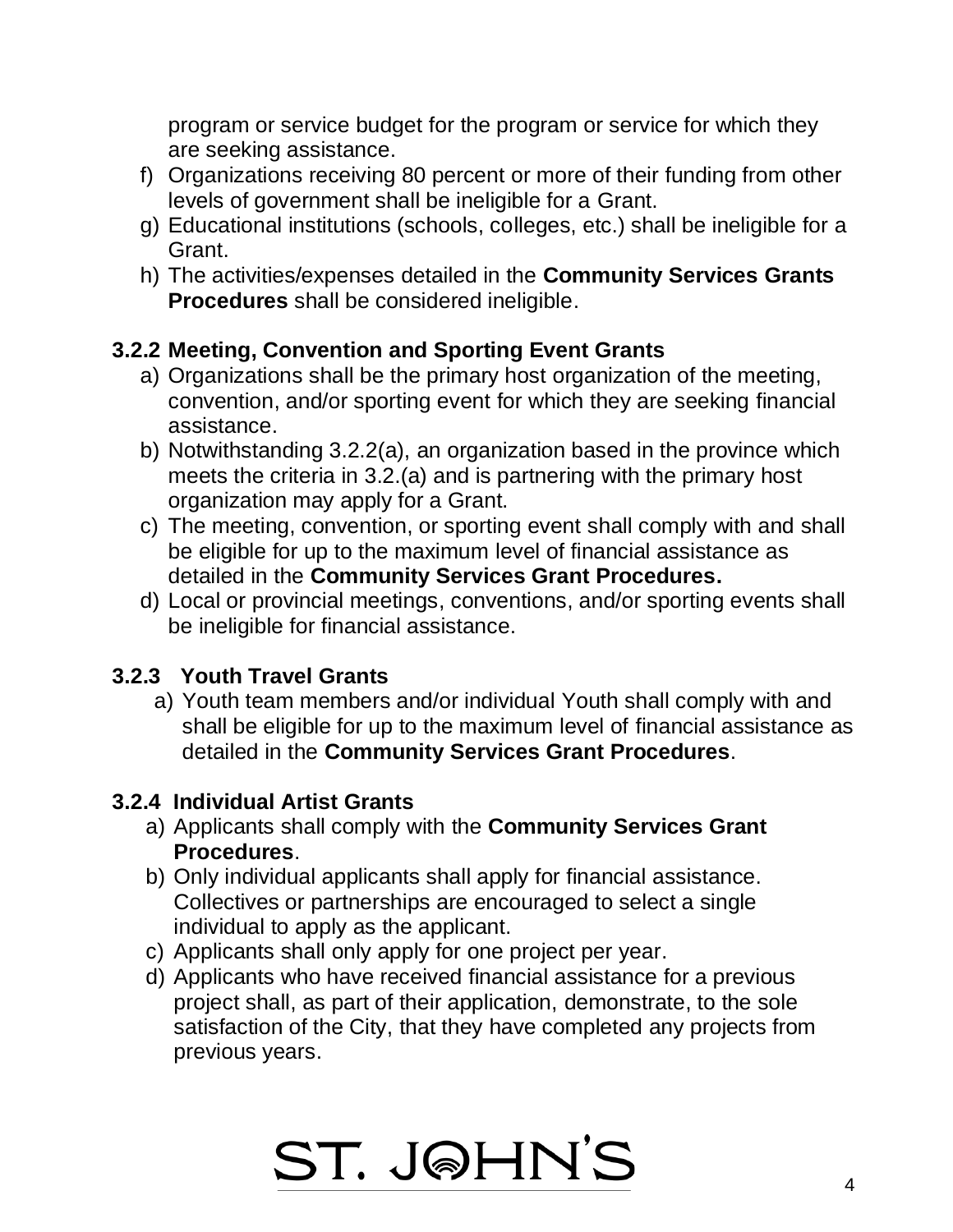program or service budget for the program or service for which they are seeking assistance.

f) Organizations receiving 80 percent or more of their funding from other levels of government shall be ineligible for a Grant.

g) Educational institutions (schools, colleges, etc.) shall be ineligible for a Grant.

h) The activities/expenses detailed in the **Community Services Grants Procedures** shall be considered ineligible.

### 3.2.2 Meeting, Convention and Sporting Event Grants

a) Organizations shall be the primary host organization of the meeting, convention, and/or sporting event for which they are seeking financial assistance.

b) Notwithstanding 3.2.2(a), an organization based in the province which meets the criteria in 3.2.(a) and is partnering with the primary host organization may apply for a Grant.

c) The meeting, convention, or sporting event shall comply with and shall be eligible for up to the maximum level of financial assistance as detailed in the **Community Services Grant Procedures.**

d) Local or provincial meetings, conventions, and/or sporting events shall be ineligible for financial assistance.

### 3.2.3 Youth Travel Grants

a) Youth team members and/or individual Youth shall comply with and shall be eligible for up to the maximum level of financial assistance as detailed in the **Community Services Grant Procedures**.

### 3.2.4 Individual Artist Grants

a) Applicants shall comply with the **Community Services Grant Procedures**.

b) Only individual applicants shall apply for financial assistance. Collectives or partnerships are encouraged to select a single individual to apply as the applicant.

c) Applicants shall only apply for one project per year.

d) Applicants who have received financial assistance for a previous project shall, as part of their application, demonstrate, to the sole satisfaction of the City, that they have completed any projects from previous years.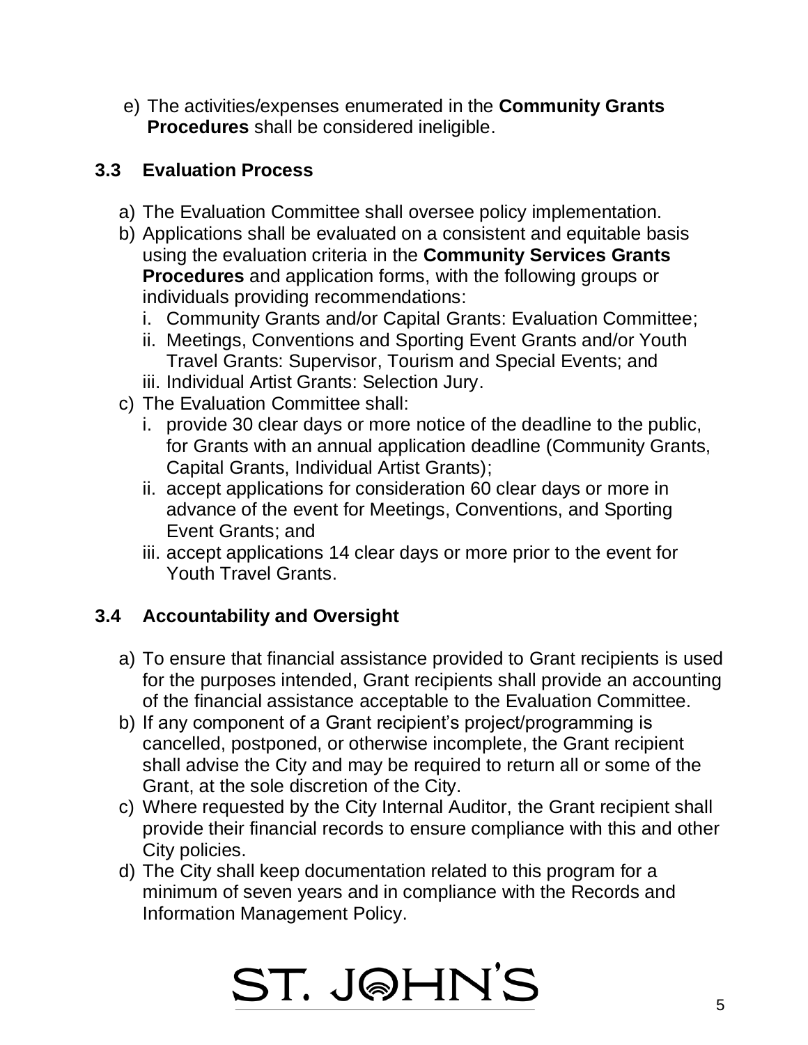e) The activities/expenses enumerated in the **Community Grants Procedures** shall be considered ineligible.

### 3.3 Evaluation Process

a) The Evaluation Committee shall oversee policy implementation.
b) Applications shall be evaluated on a consistent and equitable basis using the evaluation criteria in the **Community Services Grants Procedures** and application forms, with the following groups or individuals providing recommendations:
   i. Community Grants and/or Capital Grants: Evaluation Committee;
   ii. Meetings, Conventions and Sporting Event Grants and/or Youth Travel Grants: Supervisor, Tourism and Special Events; and
   iii. Individual Artist Grants: Selection Jury.
c) The Evaluation Committee shall:
   i. provide 30 clear days or more notice of the deadline to the public, for Grants with an annual application deadline (Community Grants, Capital Grants, Individual Artist Grants);
   ii. accept applications for consideration 60 clear days or more in advance of the event for Meetings, Conventions, and Sporting Event Grants; and
   iii. accept applications 14 clear days or more prior to the event for Youth Travel Grants.

### 3.4 Accountability and Oversight

a) To ensure that financial assistance provided to Grant recipients is used for the purposes intended, Grant recipients shall provide an accounting of the financial assistance acceptable to the Evaluation Committee.
b) If any component of a Grant recipient's project/programming is cancelled, postponed, or otherwise incomplete, the Grant recipient shall advise the City and may be required to return all or some of the Grant, at the sole discretion of the City.
c) Where requested by the City Internal Auditor, the Grant recipient shall provide their financial records to ensure compliance with this and other City policies.
d) The City shall keep documentation related to this program for a minimum of seven years and in compliance with the Records and Information Management Policy.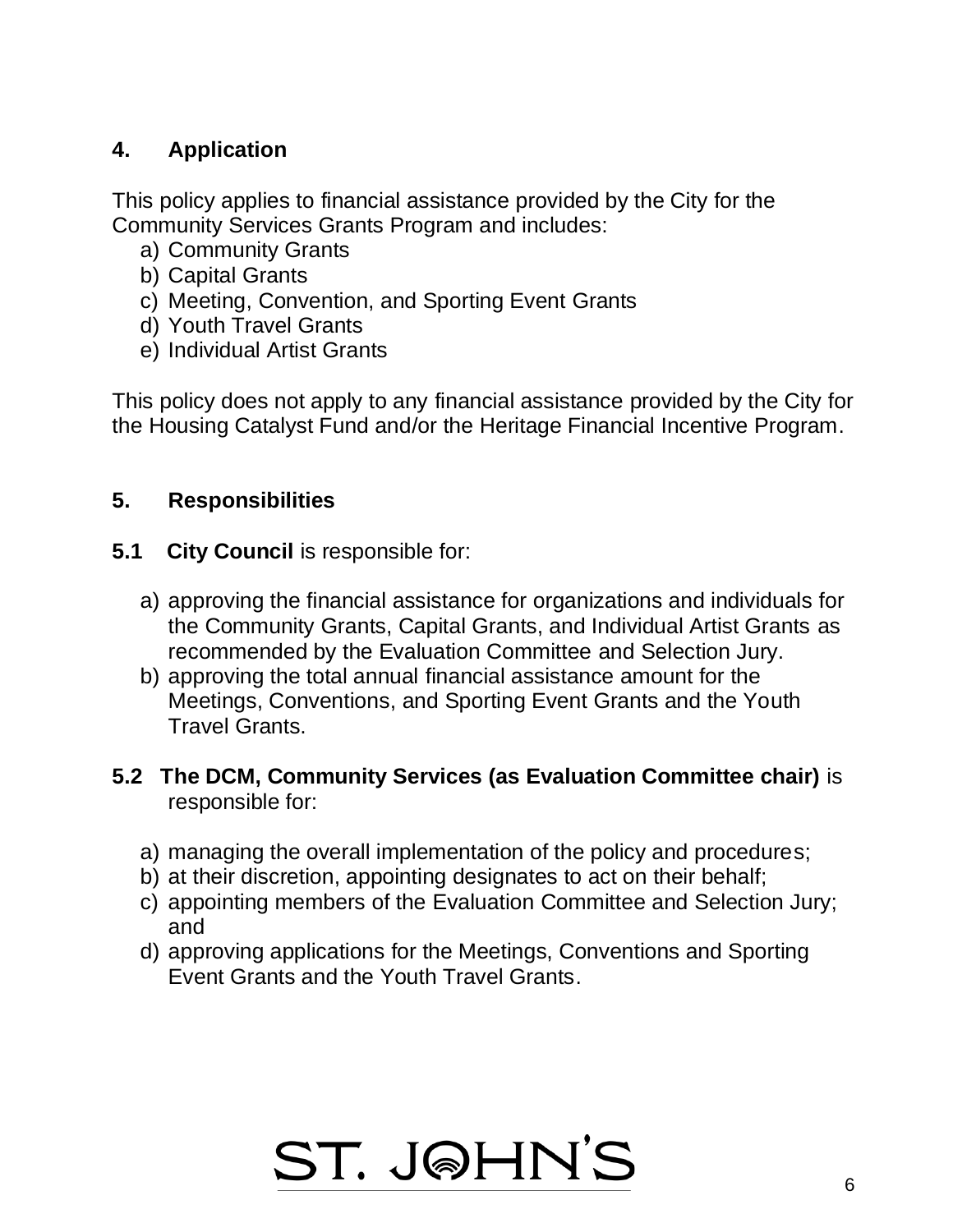## 4. Application

This policy applies to financial assistance provided by the City for the Community Services Grants Program and includes:

a) Community Grants
b) Capital Grants
c) Meeting, Convention, and Sporting Event Grants
d) Youth Travel Grants
e) Individual Artist Grants

This policy does not apply to any financial assistance provided by the City for the Housing Catalyst Fund and/or the Heritage Financial Incentive Program.

## 5. Responsibilities

**5.1 City Council** is responsible for:

a) approving the financial assistance for organizations and individuals for the Community Grants, Capital Grants, and Individual Artist Grants as recommended by the Evaluation Committee and Selection Jury.
b) approving the total annual financial assistance amount for the Meetings, Conventions, and Sporting Event Grants and the Youth Travel Grants.

**5.2 The DCM, Community Services (as Evaluation Committee chair)** is responsible for:

a) managing the overall implementation of the policy and procedures;
b) at their discretion, appointing designates to act on their behalf;
c) appointing members of the Evaluation Committee and Selection Jury; and
d) approving applications for the Meetings, Conventions and Sporting Event Grants and the Youth Travel Grants.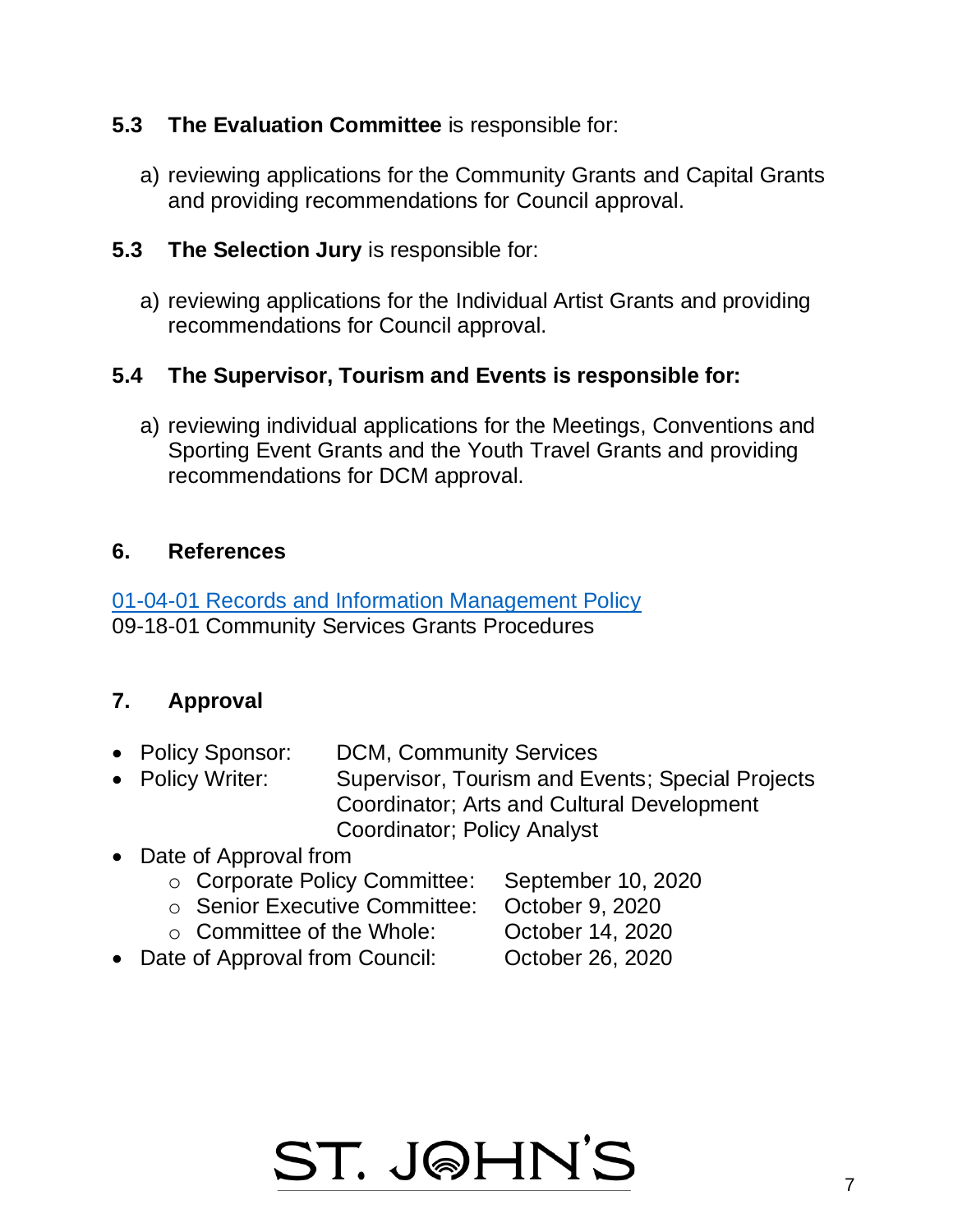**5.3 The Evaluation Committee** is responsible for:

a) reviewing applications for the Community Grants and Capital Grants and providing recommendations for Council approval.

**5.3 The Selection Jury** is responsible for:

a) reviewing applications for the Individual Artist Grants and providing recommendations for Council approval.

**5.4 The Supervisor, Tourism and Events is responsible for:**

a) reviewing individual applications for the Meetings, Conventions and Sporting Event Grants and the Youth Travel Grants and providing recommendations for DCM approval.

## 6. References

01-04-01 Records and Information Management Policy
09-18-01 Community Services Grants Procedures

## 7. Approval

- Policy Sponsor: DCM, Community Services
- Policy Writer: Supervisor, Tourism and Events; Special Projects Coordinator; Arts and Cultural Development Coordinator; Policy Analyst
- Date of Approval from
  - Corporate Policy Committee: September 10, 2020
  - Senior Executive Committee: October 9, 2020
  - Committee of the Whole: October 14, 2020
- Date of Approval from Council: October 26, 2020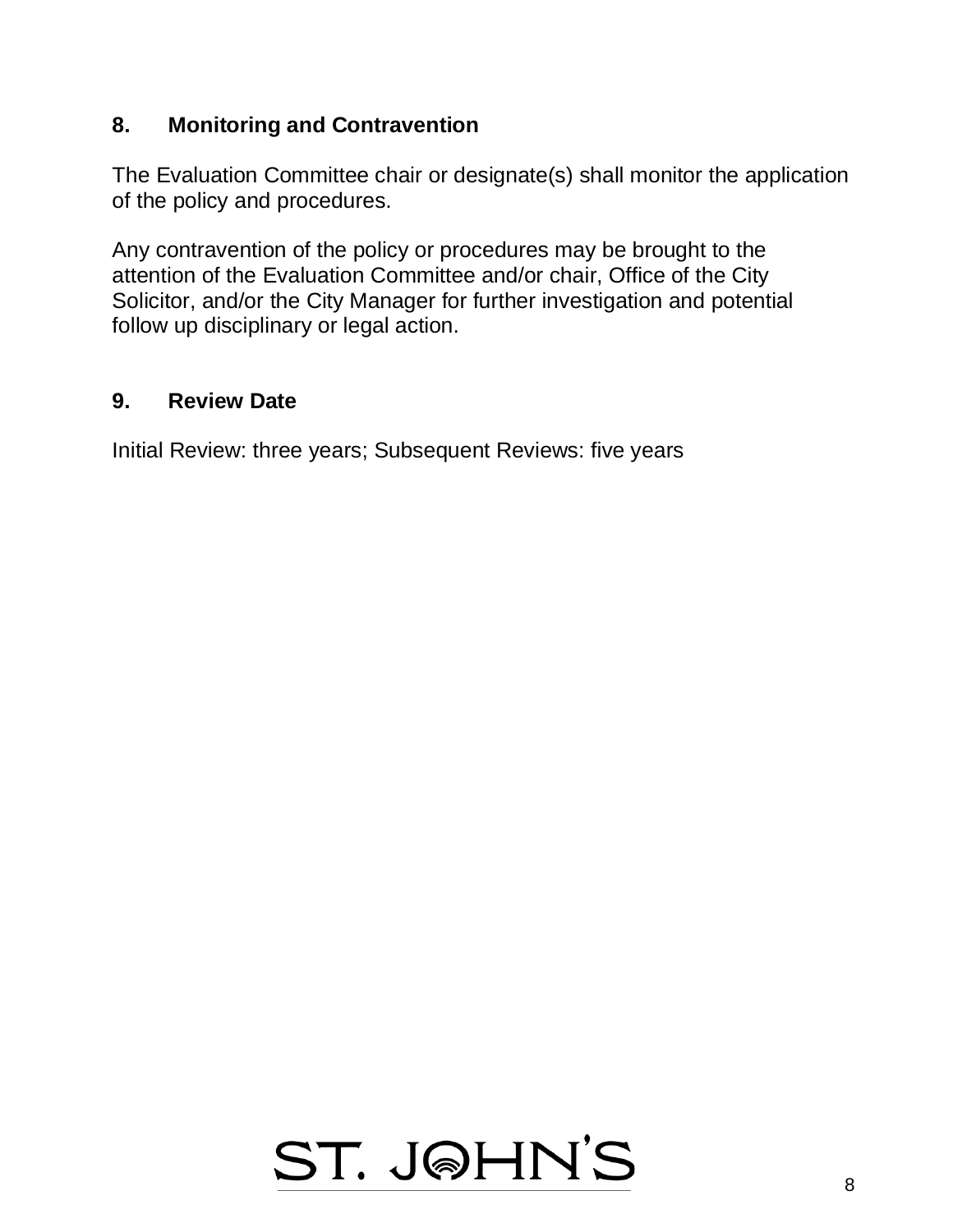## 8. Monitoring and Contravention

The Evaluation Committee chair or designate(s) shall monitor the application of the policy and procedures.

Any contravention of the policy or procedures may be brought to the attention of the Evaluation Committee and/or chair, Office of the City Solicitor, and/or the City Manager for further investigation and potential follow up disciplinary or legal action.

## 9. Review Date

Initial Review: three years; Subsequent Reviews: five years